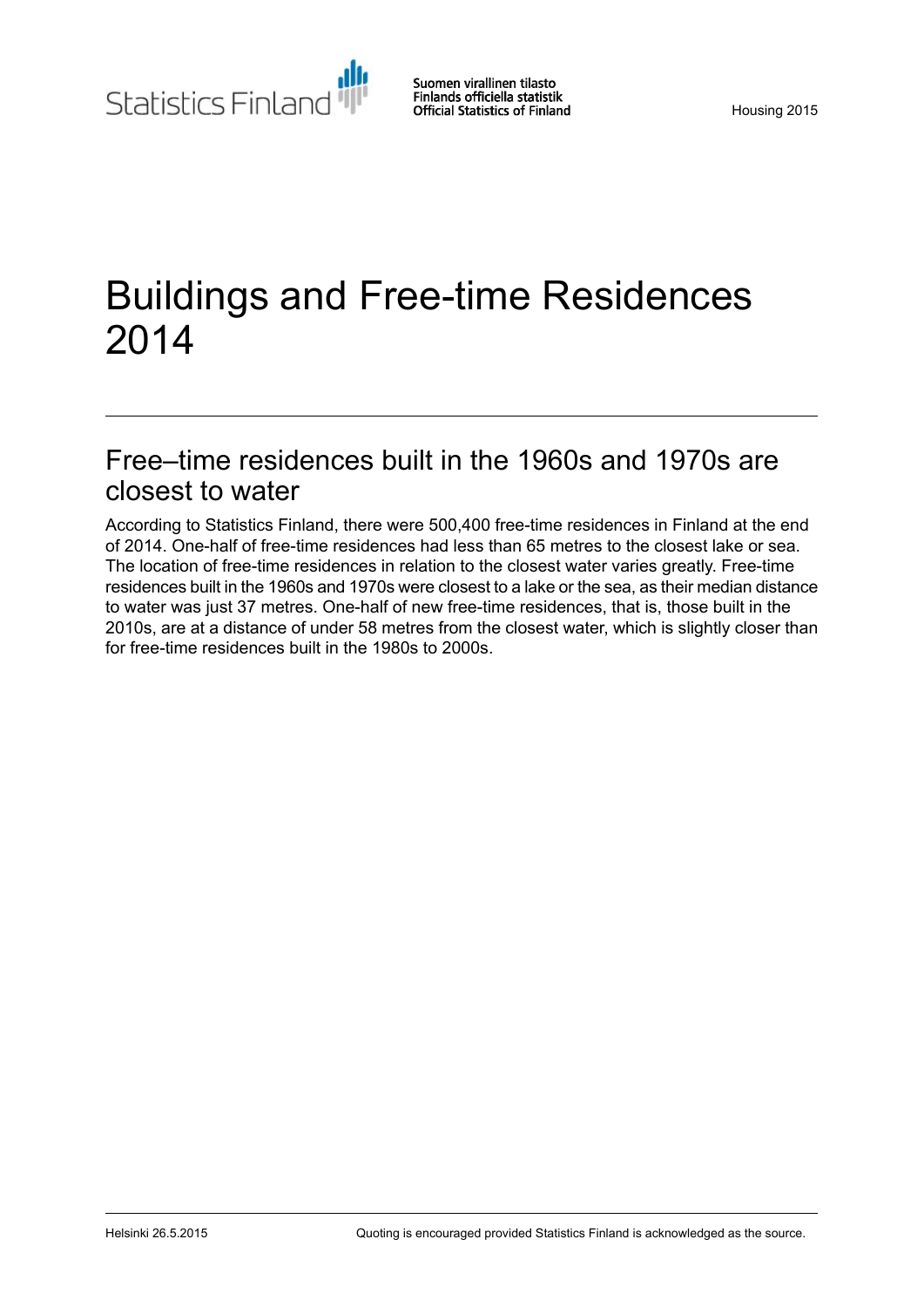Statistics Finland

Suomen virallinen tilasto
Finlands officiella statistik
Official Statistics of Finland

Housing 2015

# Buildings and Free-time Residences 2014

## Free–time residences built in the 1960s and 1970s are closest to water

According to Statistics Finland, there were 500,400 free-time residences in Finland at the end of 2014. One-half of free-time residences had less than 65 metres to the closest lake or sea. The location of free-time residences in relation to the closest water varies greatly. Free-time residences built in the 1960s and 1970s were closest to a lake or the sea, as their median distance to water was just 37 metres. One-half of new free-time residences, that is, those built in the 2010s, are at a distance of under 58 metres from the closest water, which is slightly closer than for free-time residences built in the 1980s to 2000s.

Helsinki 26.5.2015

Quoting is encouraged provided Statistics Finland is acknowledged as the source.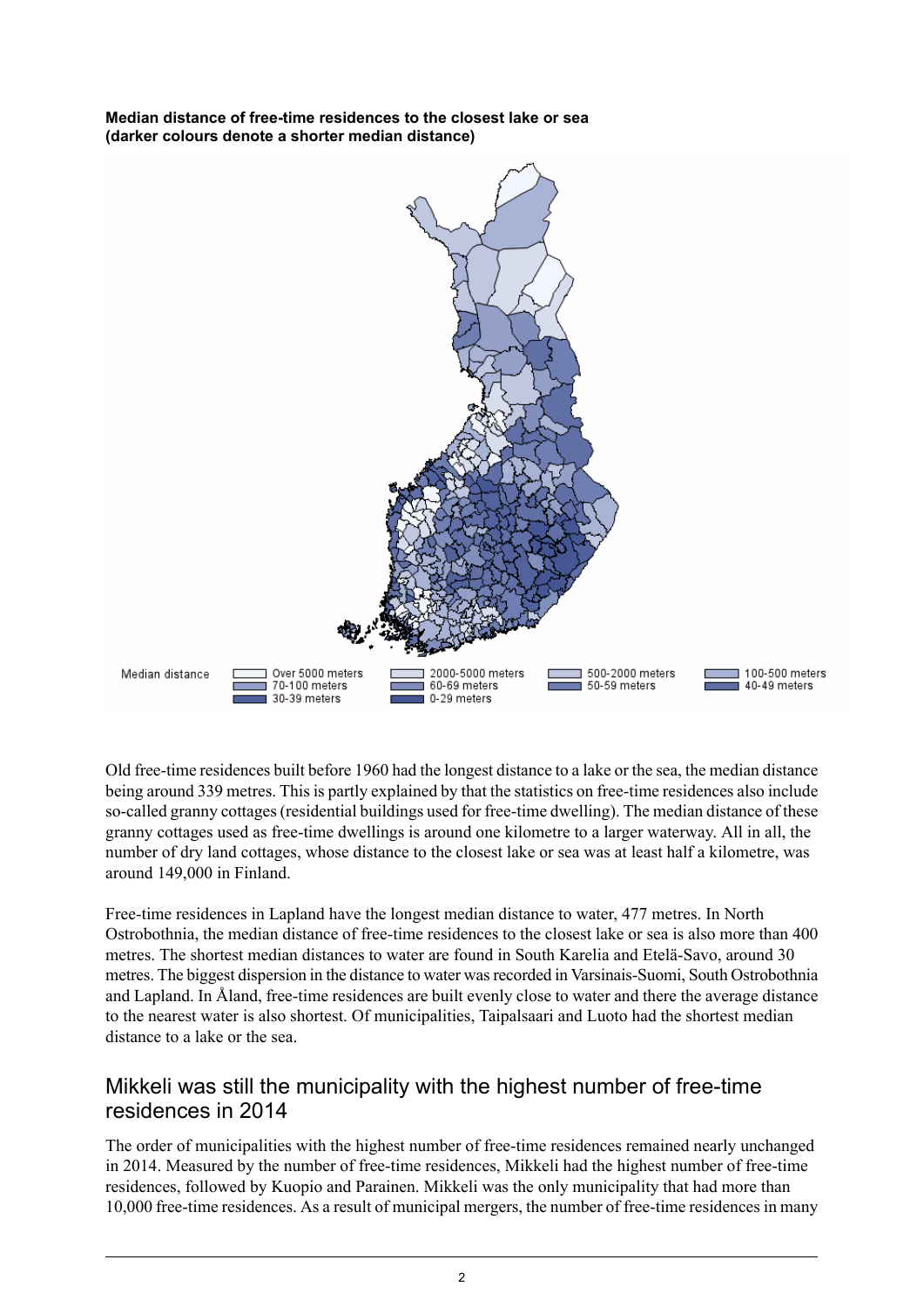**Median distance of free-time residences to the closest lake or sea (darker colours denote a shorter median distance)**

Median distance: Over 5000 meters; 2000-5000 meters; 500-2000 meters; 100-500 meters; 70-100 meters; 60-69 meters; 50-59 meters; 40-49 meters; 30-39 meters; 0-29 meters

Old free-time residences built before 1960 had the longest distance to a lake or the sea, the median distance being around 339 metres. This is partly explained by that the statistics on free-time residences also include so-called granny cottages (residential buildings used for free-time dwelling). The median distance of these granny cottages used as free-time dwellings is around one kilometre to a larger waterway. All in all, the number of dry land cottages, whose distance to the closest lake or sea was at least half a kilometre, was around 149,000 in Finland.

Free-time residences in Lapland have the longest median distance to water, 477 metres. In North Ostrobothnia, the median distance of free-time residences to the closest lake or sea is also more than 400 metres. The shortest median distances to water are found in South Karelia and Etelä-Savo, around 30 metres. The biggest dispersion in the distance to water was recorded in Varsinais-Suomi, South Ostrobothnia and Lapland. In Åland, free-time residences are built evenly close to water and there the average distance to the nearest water is also shortest. Of municipalities, Taipalsaari and Luoto had the shortest median distance to a lake or the sea.

## Mikkeli was still the municipality with the highest number of free-time residences in 2014

The order of municipalities with the highest number of free-time residences remained nearly unchanged in 2014. Measured by the number of free-time residences, Mikkeli had the highest number of free-time residences, followed by Kuopio and Parainen. Mikkeli was the only municipality that had more than 10,000 free-time residences. As a result of municipal mergers, the number of free-time residences in many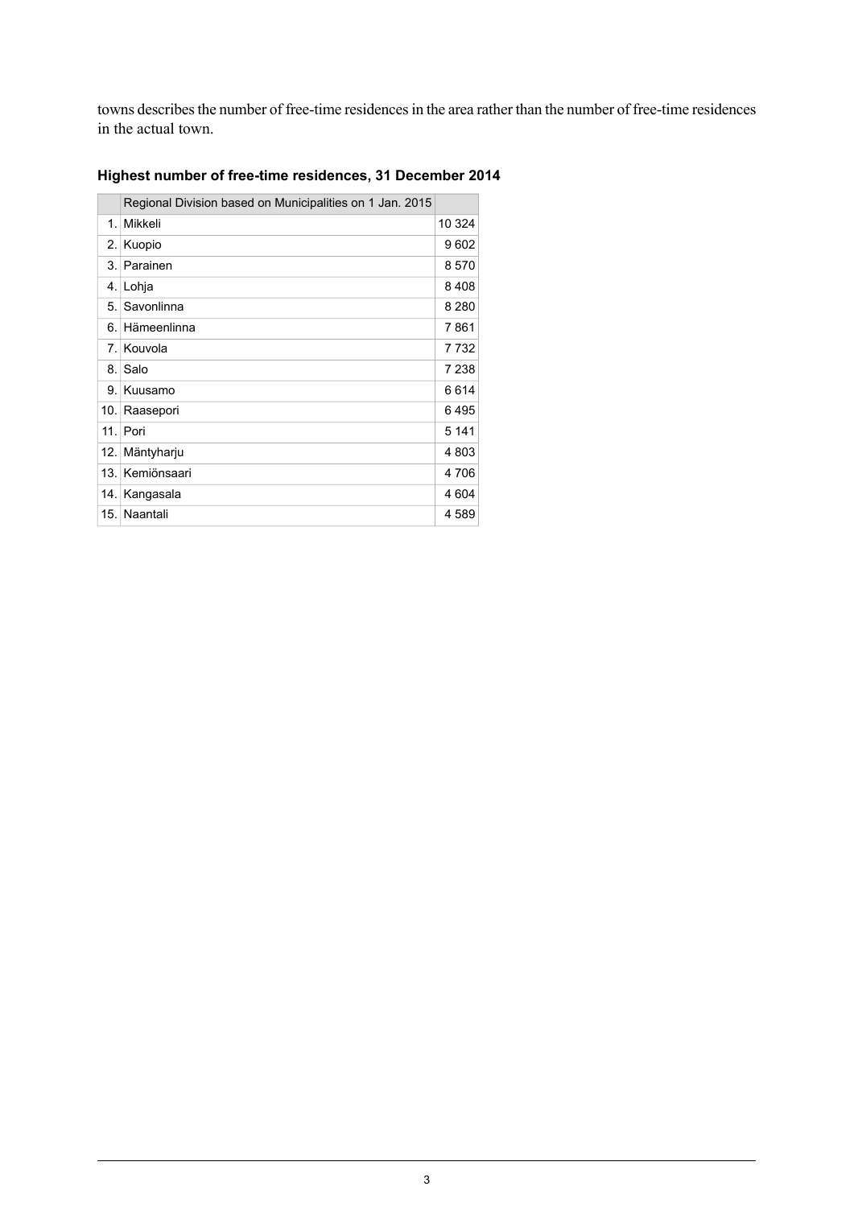towns describes the number of free-time residences in the area rather than the number of free-time residences in the actual town.

### Highest number of free-time residences, 31 December 2014

| | Regional Division based on Municipalities on 1 Jan. 2015 | |
|---|---|---|
| 1. | Mikkeli | 10 324 |
| 2. | Kuopio | 9 602 |
| 3. | Parainen | 8 570 |
| 4. | Lohja | 8 408 |
| 5. | Savonlinna | 8 280 |
| 6. | Hämeenlinna | 7 861 |
| 7. | Kouvola | 7 732 |
| 8. | Salo | 7 238 |
| 9. | Kuusamo | 6 614 |
| 10. | Raasepori | 6 495 |
| 11. | Pori | 5 141 |
| 12. | Mäntyharju | 4 803 |
| 13. | Kemiönsaari | 4 706 |
| 14. | Kangasala | 4 604 |
| 15. | Naantali | 4 589 |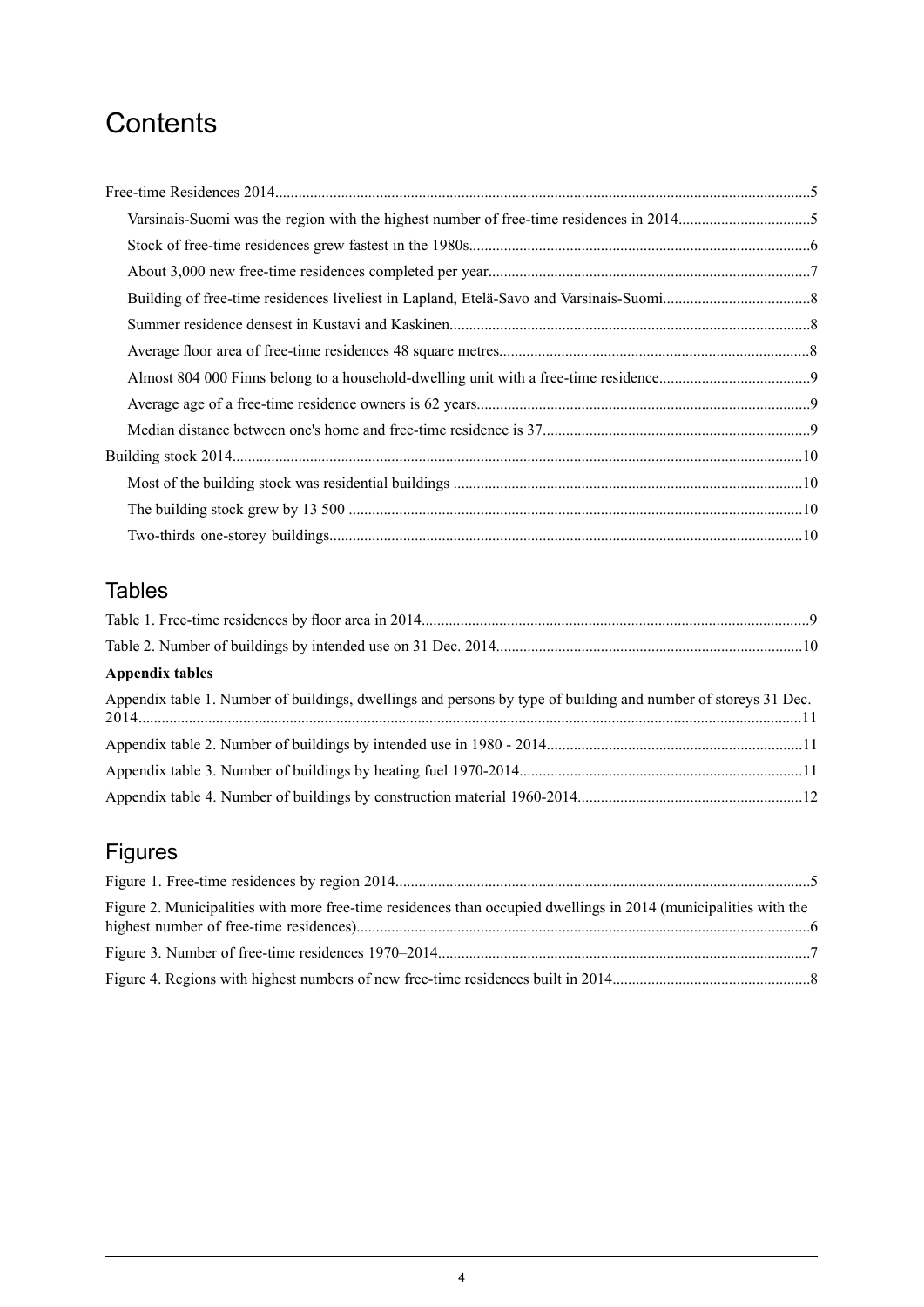# Contents

Free-time Residences 2014 .....5

- Varsinais-Suomi was the region with the highest number of free-time residences in 2014 .....5
- Stock of free-time residences grew fastest in the 1980s .....6
- About 3,000 new free-time residences completed per year .....7
- Building of free-time residences liveliest in Lapland, Etelä-Savo and Varsinais-Suomi .....8
- Summer residence densest in Kustavi and Kaskinen .....8
- Average floor area of free-time residences 48 square metres .....8
- Almost 804 000 Finns belong to a household-dwelling unit with a free-time residence .....9
- Average age of a free-time residence owners is 62 years .....9
- Median distance between one's home and free-time residence is 37 .....9

Building stock 2014 .....10

- Most of the building stock was residential buildings .....10
- The building stock grew by 13 500 .....10
- Two-thirds one-storey buildings .....10

## Tables

Table 1. Free-time residences by floor area in 2014 .....9

Table 2. Number of buildings by intended use on 31 Dec. 2014 .....10

**Appendix tables**

Appendix table 1. Number of buildings, dwellings and persons by type of building and number of storeys 31 Dec. 2014 .....11

Appendix table 2. Number of buildings by intended use in 1980 - 2014 .....11

Appendix table 3. Number of buildings by heating fuel 1970-2014 .....11

Appendix table 4. Number of buildings by construction material 1960-2014 .....12

## Figures

Figure 1. Free-time residences by region 2014 .....5

Figure 2. Municipalities with more free-time residences than occupied dwellings in 2014 (municipalities with the highest number of free-time residences) .....6

Figure 3. Number of free-time residences 1970–2014 .....7

Figure 4. Regions with highest numbers of new free-time residences built in 2014 .....8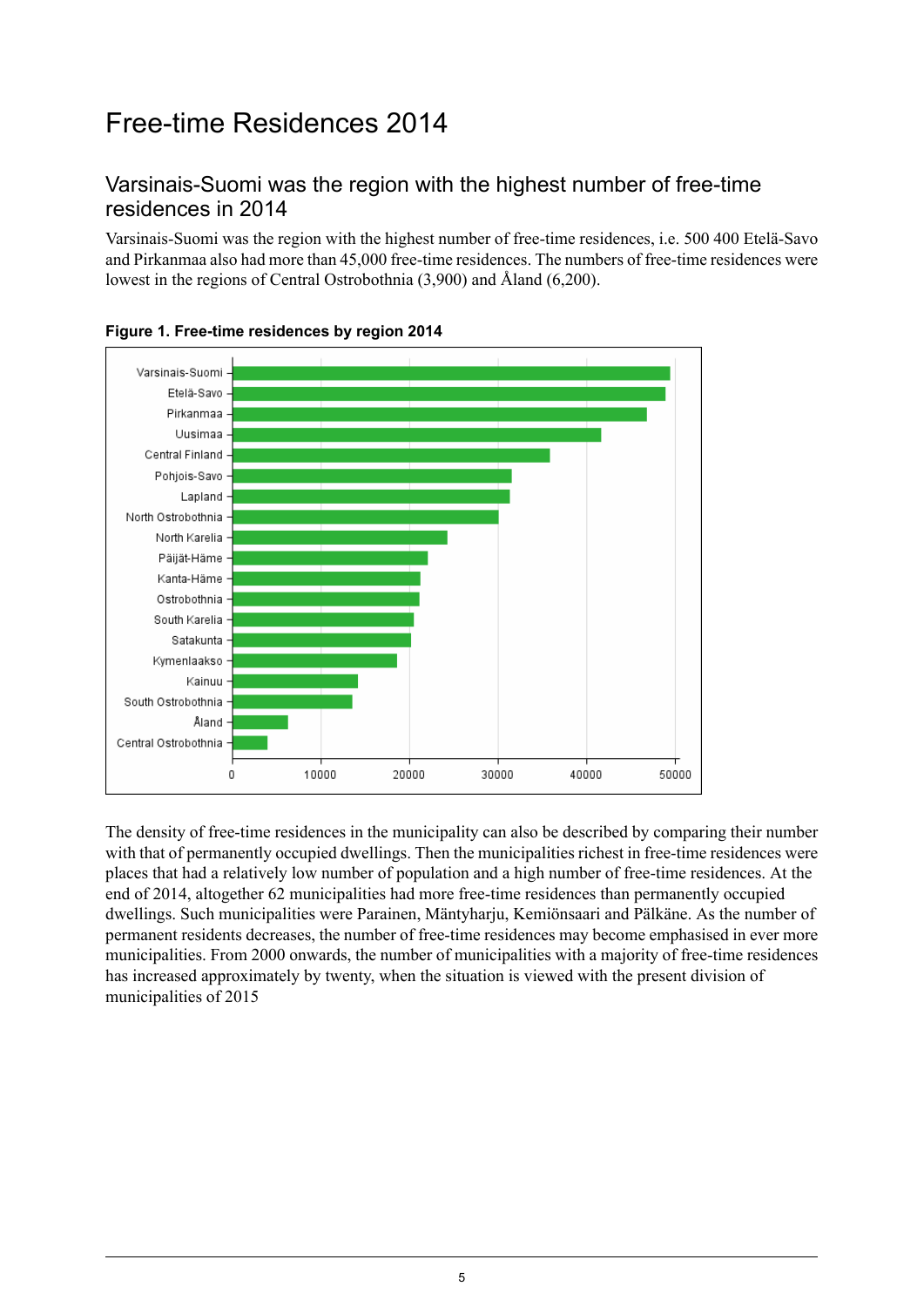# Free-time Residences 2014

## Varsinais-Suomi was the region with the highest number of free-time residences in 2014

Varsinais-Suomi was the region with the highest number of free-time residences, i.e. 500 400 Etelä-Savo and Pirkanmaa also had more than 45,000 free-time residences. The numbers of free-time residences were lowest in the regions of Central Ostrobothnia (3,900) and Åland (6,200).

**Figure 1. Free-time residences by region 2014**

The density of free-time residences in the municipality can also be described by comparing their number with that of permanently occupied dwellings. Then the municipalities richest in free-time residences were places that had a relatively low number of population and a high number of free-time residences. At the end of 2014, altogether 62 municipalities had more free-time residences than permanently occupied dwellings. Such municipalities were Parainen, Mäntyharju, Kemiönsaari and Pälkäne. As the number of permanent residents decreases, the number of free-time residences may become emphasised in ever more municipalities. From 2000 onwards, the number of municipalities with a majority of free-time residences has increased approximately by twenty, when the situation is viewed with the present division of municipalities of 2015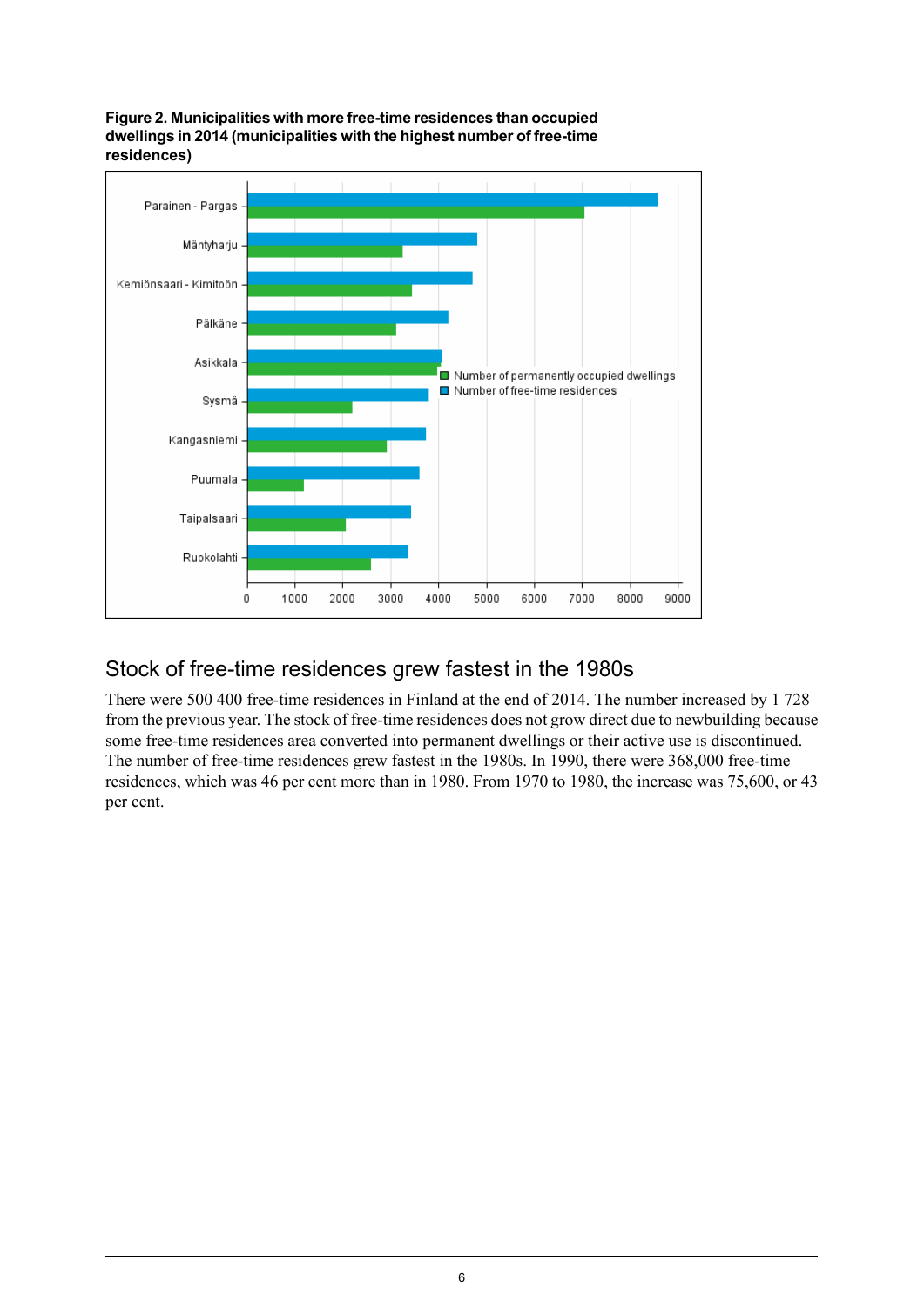**Figure 2. Municipalities with more free-time residences than occupied dwellings in 2014 (municipalities with the highest number of free-time residences)**

## Stock of free-time residences grew fastest in the 1980s

There were 500 400 free-time residences in Finland at the end of 2014. The number increased by 1 728 from the previous year. The stock of free-time residences does not grow direct due to newbuilding because some free-time residences area converted into permanent dwellings or their active use is discontinued. The number of free-time residences grew fastest in the 1980s. In 1990, there were 368,000 free-time residences, which was 46 per cent more than in 1980. From 1970 to 1980, the increase was 75,600, or 43 per cent.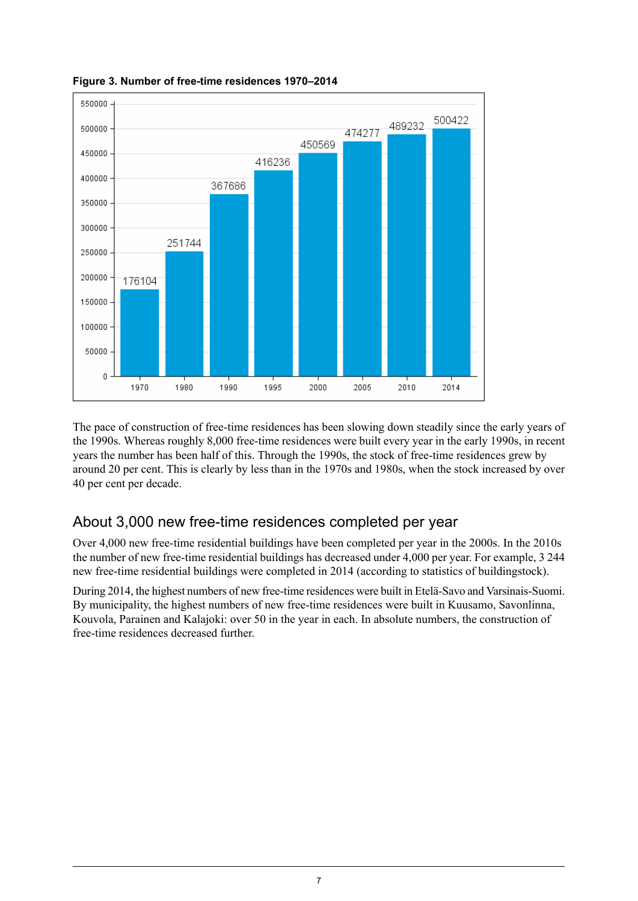**Figure 3. Number of free-time residences 1970–2014**

| Year | Number |
|---|---|
| 1970 | 176104 |
| 1980 | 251744 |
| 1990 | 367686 |
| 1995 | 416236 |
| 2000 | 450569 |
| 2005 | 474277 |
| 2010 | 489232 |
| 2014 | 500422 |

The pace of construction of free-time residences has been slowing down steadily since the early years of the 1990s. Whereas roughly 8,000 free-time residences were built every year in the early 1990s, in recent years the number has been half of this. Through the 1990s, the stock of free-time residences grew by around 20 per cent. This is clearly by less than in the 1970s and 1980s, when the stock increased by over 40 per cent per decade.

## About 3,000 new free-time residences completed per year

Over 4,000 new free-time residential buildings have been completed per year in the 2000s. In the 2010s the number of new free-time residential buildings has decreased under 4,000 per year. For example, 3 244 new free-time residential buildings were completed in 2014 (according to statistics of buildingstock).

During 2014, the highest numbers of new free-time residences were built in Etelä-Savo and Varsinais-Suomi. By municipality, the highest numbers of new free-time residences were built in Kuusamo, Savonlinna, Kouvola, Parainen and Kalajoki: over 50 in the year in each. In absolute numbers, the construction of free-time residences decreased further.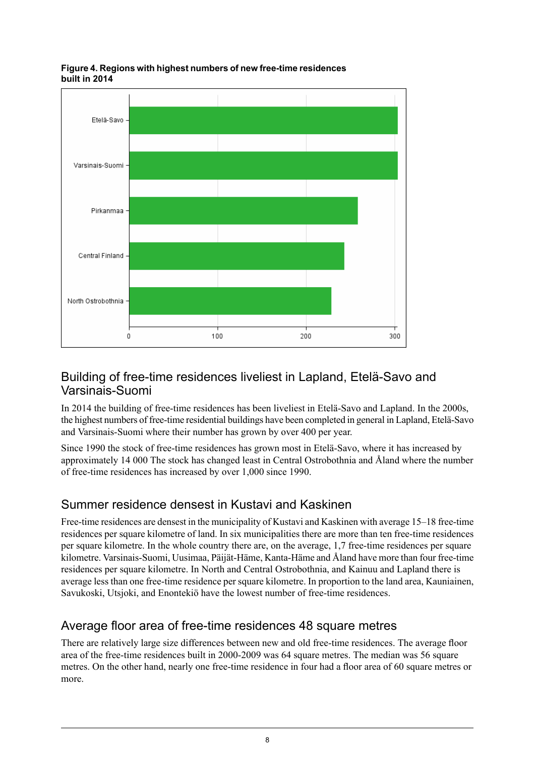**Figure 4. Regions with highest numbers of new free-time residences built in 2014**

| Region | Number |
|---|---|
| Etelä-Savo | ~303 |
| Varsinais-Suomi | ~303 |
| Pirkanmaa | ~258 |
| Central Finland | ~243 |
| North Ostrobothnia | ~228 |

## Building of free-time residences liveliest in Lapland, Etelä-Savo and Varsinais-Suomi

In 2014 the building of free-time residences has been liveliest in Etelä-Savo and Lapland. In the 2000s, the highest numbers of free-time residential buildings have been completed in general in Lapland, Etelä-Savo and Varsinais-Suomi where their number has grown by over 400 per year.

Since 1990 the stock of free-time residences has grown most in Etelä-Savo, where it has increased by approximately 14 000 The stock has changed least in Central Ostrobothnia and Åland where the number of free-time residences has increased by over 1,000 since 1990.

## Summer residence densest in Kustavi and Kaskinen

Free-time residences are densest in the municipality of Kustavi and Kaskinen with average 15–18 free-time residences per square kilometre of land. In six municipalities there are more than ten free-time residences per square kilometre. In the whole country there are, on the average, 1,7 free-time residences per square kilometre. Varsinais-Suomi, Uusimaa, Päijät-Häme, Kanta-Häme and Åland have more than four free-time residences per square kilometre. In North and Central Ostrobothnia, and Kainuu and Lapland there is average less than one free-time residence per square kilometre. In proportion to the land area, Kauniainen, Savukoski, Utsjoki, and Enontekiö have the lowest number of free-time residences.

## Average floor area of free-time residences 48 square metres

There are relatively large size differences between new and old free-time residences. The average floor area of the free-time residences built in 2000-2009 was 64 square metres. The median was 56 square metres. On the other hand, nearly one free-time residence in four had a floor area of 60 square metres or more.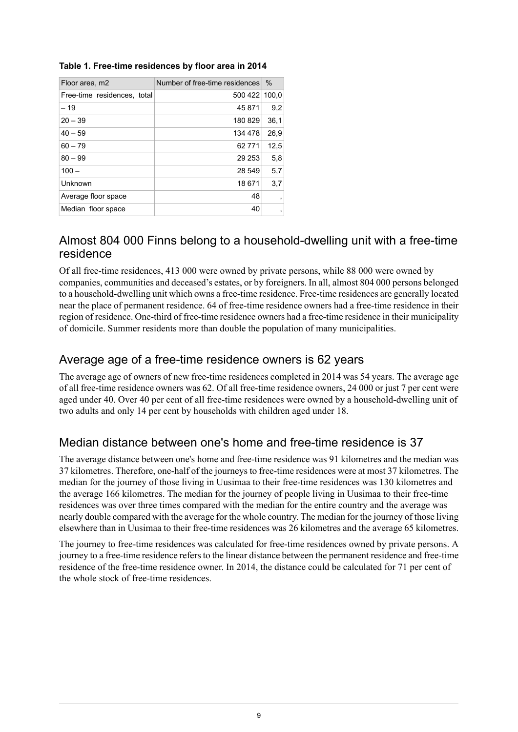**Table 1. Free-time residences by floor area in 2014**

| Floor area, m2 | Number of free-time residences | % |
|---|---|---|
| Free-time residences, total | 500 422 | 100,0 |
| – 19 | 45 871 | 9,2 |
| 20 – 39 | 180 829 | 36,1 |
| 40 – 59 | 134 478 | 26,9 |
| 60 – 79 | 62 771 | 12,5 |
| 80 – 99 | 29 253 | 5,8 |
| 100 – | 28 549 | 5,7 |
| Unknown | 18 671 | 3,7 |
| Average floor space | 48 | , |
| Median floor space | 40 | , |

## Almost 804 000 Finns belong to a household-dwelling unit with a free-time residence

Of all free-time residences, 413 000 were owned by private persons, while 88 000 were owned by companies, communities and deceased's estates, or by foreigners. In all, almost 804 000 persons belonged to a household-dwelling unit which owns a free-time residence. Free-time residences are generally located near the place of permanent residence. 64 of free-time residence owners had a free-time residence in their region of residence. One-third of free-time residence owners had a free-time residence in their municipality of domicile. Summer residents more than double the population of many municipalities.

## Average age of a free-time residence owners is 62 years

The average age of owners of new free-time residences completed in 2014 was 54 years. The average age of all free-time residence owners was 62. Of all free-time residence owners, 24 000 or just 7 per cent were aged under 40. Over 40 per cent of all free-time residences were owned by a household-dwelling unit of two adults and only 14 per cent by households with children aged under 18.

## Median distance between one's home and free-time residence is 37

The average distance between one's home and free-time residence was 91 kilometres and the median was 37 kilometres. Therefore, one-half of the journeys to free-time residences were at most 37 kilometres. The median for the journey of those living in Uusimaa to their free-time residences was 130 kilometres and the average 166 kilometres. The median for the journey of people living in Uusimaa to their free-time residences was over three times compared with the median for the entire country and the average was nearly double compared with the average for the whole country. The median for the journey of those living elsewhere than in Uusimaa to their free-time residences was 26 kilometres and the average 65 kilometres.

The journey to free-time residences was calculated for free-time residences owned by private persons. A journey to a free-time residence refers to the linear distance between the permanent residence and free-time residence of the free-time residence owner. In 2014, the distance could be calculated for 71 per cent of the whole stock of free-time residences.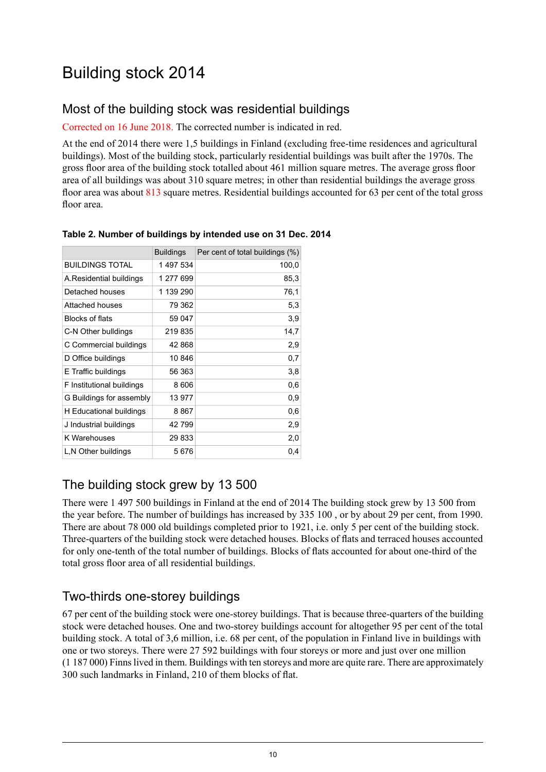# Building stock 2014

## Most of the building stock was residential buildings

Corrected on 16 June 2018. The corrected number is indicated in red.

At the end of 2014 there were 1,5 buildings in Finland (excluding free-time residences and agricultural buildings). Most of the building stock, particularly residential buildings was built after the 1970s. The gross floor area of the building stock totalled about 461 million square metres. The average gross floor area of all buildings was about 310 square metres; in other than residential buildings the average gross floor area was about 813 square metres. Residential buildings accounted for 63 per cent of the total gross floor area.

**Table 2. Number of buildings by intended use on 31 Dec. 2014**

| | Buildings | Per cent of total buildings (%) |
|---|---|---|
| BUILDINGS TOTAL | 1 497 534 | 100,0 |
| A.Residential buildings | 1 277 699 | 85,3 |
| Detached houses | 1 139 290 | 76,1 |
| Attached houses | 79 362 | 5,3 |
| Blocks of flats | 59 047 | 3,9 |
| C-N Other bulldings | 219 835 | 14,7 |
| C Commercial buildings | 42 868 | 2,9 |
| D Office buildings | 10 846 | 0,7 |
| E Traffic buildings | 56 363 | 3,8 |
| F Institutional buildings | 8 606 | 0,6 |
| G Buildings for assembly | 13 977 | 0,9 |
| H Educational buildings | 8 867 | 0,6 |
| J Industrial buildings | 42 799 | 2,9 |
| K Warehouses | 29 833 | 2,0 |
| L,N Other buildings | 5 676 | 0,4 |

## The building stock grew by 13 500

There were 1 497 500 buildings in Finland at the end of 2014 The building stock grew by 13 500 from the year before. The number of buildings has increased by 335 100 , or by about 29 per cent, from 1990. There are about 78 000 old buildings completed prior to 1921, i.e. only 5 per cent of the building stock. Three-quarters of the building stock were detached houses. Blocks of flats and terraced houses accounted for only one-tenth of the total number of buildings. Blocks of flats accounted for about one-third of the total gross floor area of all residential buildings.

## Two-thirds one-storey buildings

67 per cent of the building stock were one-storey buildings. That is because three-quarters of the building stock were detached houses. One and two-storey buildings account for altogether 95 per cent of the total building stock. A total of 3,6 million, i.e. 68 per cent, of the population in Finland live in buildings with one or two storeys. There were 27 592 buildings with four storeys or more and just over one million (1 187 000) Finns lived in them. Buildings with ten storeys and more are quite rare. There are approximately 300 such landmarks in Finland, 210 of them blocks of flat.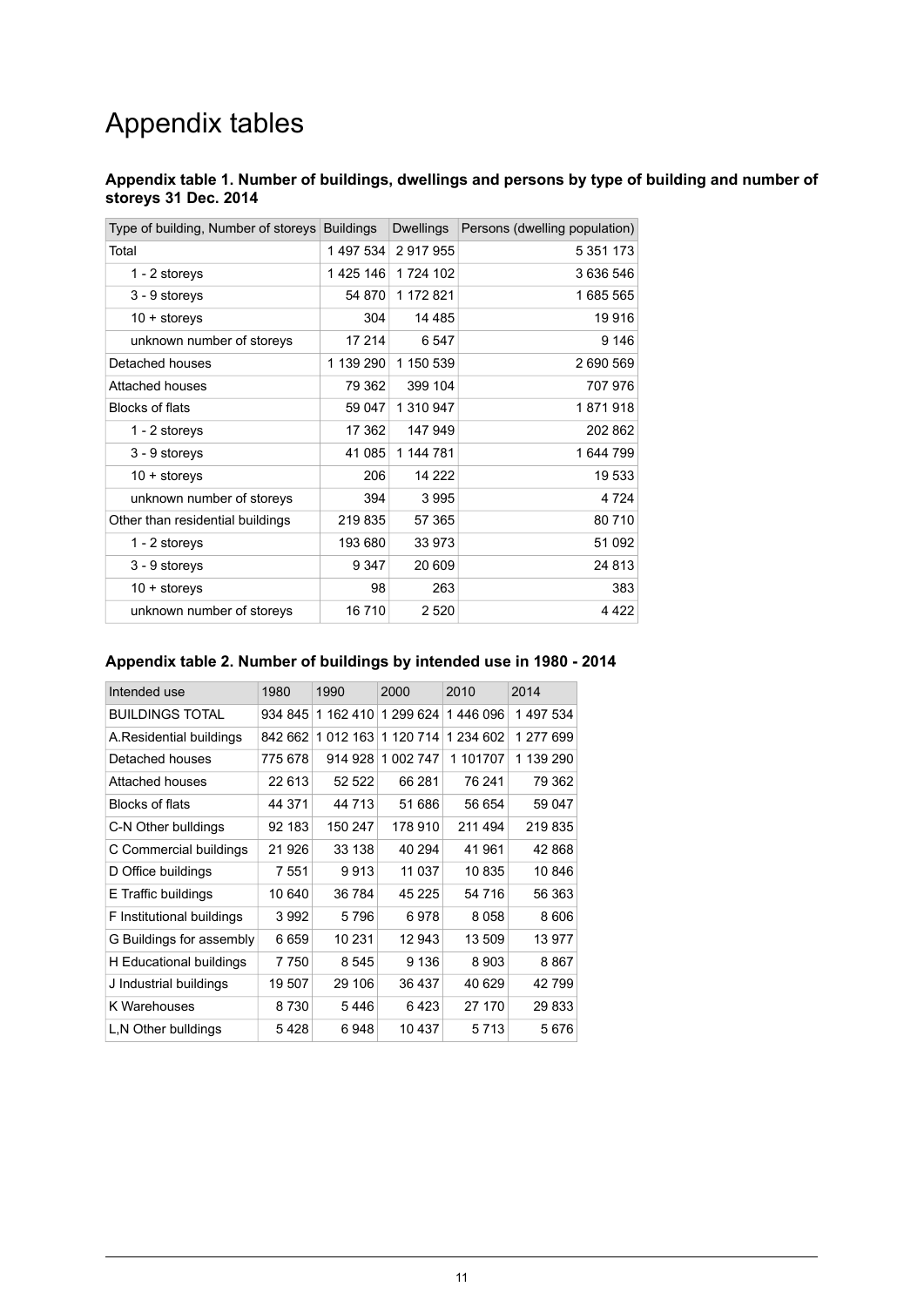# Appendix tables

**Appendix table 1. Number of buildings, dwellings and persons by type of building and number of storeys 31 Dec. 2014**

| Type of building, Number of storeys | Buildings | Dwellings | Persons (dwelling population) |
|---|---|---|---|
| Total | 1 497 534 | 2 917 955 | 5 351 173 |
| 1 - 2 storeys | 1 425 146 | 1 724 102 | 3 636 546 |
| 3 - 9 storeys | 54 870 | 1 172 821 | 1 685 565 |
| 10 + storeys | 304 | 14 485 | 19 916 |
| unknown number of storeys | 17 214 | 6 547 | 9 146 |
| Detached houses | 1 139 290 | 1 150 539 | 2 690 569 |
| Attached houses | 79 362 | 399 104 | 707 976 |
| Blocks of flats | 59 047 | 1 310 947 | 1 871 918 |
| 1 - 2 storeys | 17 362 | 147 949 | 202 862 |
| 3 - 9 storeys | 41 085 | 1 144 781 | 1 644 799 |
| 10 + storeys | 206 | 14 222 | 19 533 |
| unknown number of storeys | 394 | 3 995 | 4 724 |
| Other than residential buildings | 219 835 | 57 365 | 80 710 |
| 1 - 2 storeys | 193 680 | 33 973 | 51 092 |
| 3 - 9 storeys | 9 347 | 20 609 | 24 813 |
| 10 + storeys | 98 | 263 | 383 |
| unknown number of storeys | 16 710 | 2 520 | 4 422 |

**Appendix table 2. Number of buildings by intended use in 1980 - 2014**

| Intended use | 1980 | 1990 | 2000 | 2010 | 2014 |
|---|---|---|---|---|---|
| BUILDINGS TOTAL | 934 845 | 1 162 410 | 1 299 624 | 1 446 096 | 1 497 534 |
| A.Residential buildings | 842 662 | 1 012 163 | 1 120 714 | 1 234 602 | 1 277 699 |
| Detached houses | 775 678 | 914 928 | 1 002 747 | 1 101707 | 1 139 290 |
| Attached houses | 22 613 | 52 522 | 66 281 | 76 241 | 79 362 |
| Blocks of flats | 44 371 | 44 713 | 51 686 | 56 654 | 59 047 |
| C-N Other bulldings | 92 183 | 150 247 | 178 910 | 211 494 | 219 835 |
| C Commercial buildings | 21 926 | 33 138 | 40 294 | 41 961 | 42 868 |
| D Office buildings | 7 551 | 9 913 | 11 037 | 10 835 | 10 846 |
| E Traffic buildings | 10 640 | 36 784 | 45 225 | 54 716 | 56 363 |
| F Institutional buildings | 3 992 | 5 796 | 6 978 | 8 058 | 8 606 |
| G Buildings for assembly | 6 659 | 10 231 | 12 943 | 13 509 | 13 977 |
| H Educational buildings | 7 750 | 8 545 | 9 136 | 8 903 | 8 867 |
| J Industrial buildings | 19 507 | 29 106 | 36 437 | 40 629 | 42 799 |
| K Warehouses | 8 730 | 5 446 | 6 423 | 27 170 | 29 833 |
| L,N Other bulldings | 5 428 | 6 948 | 10 437 | 5 713 | 5 676 |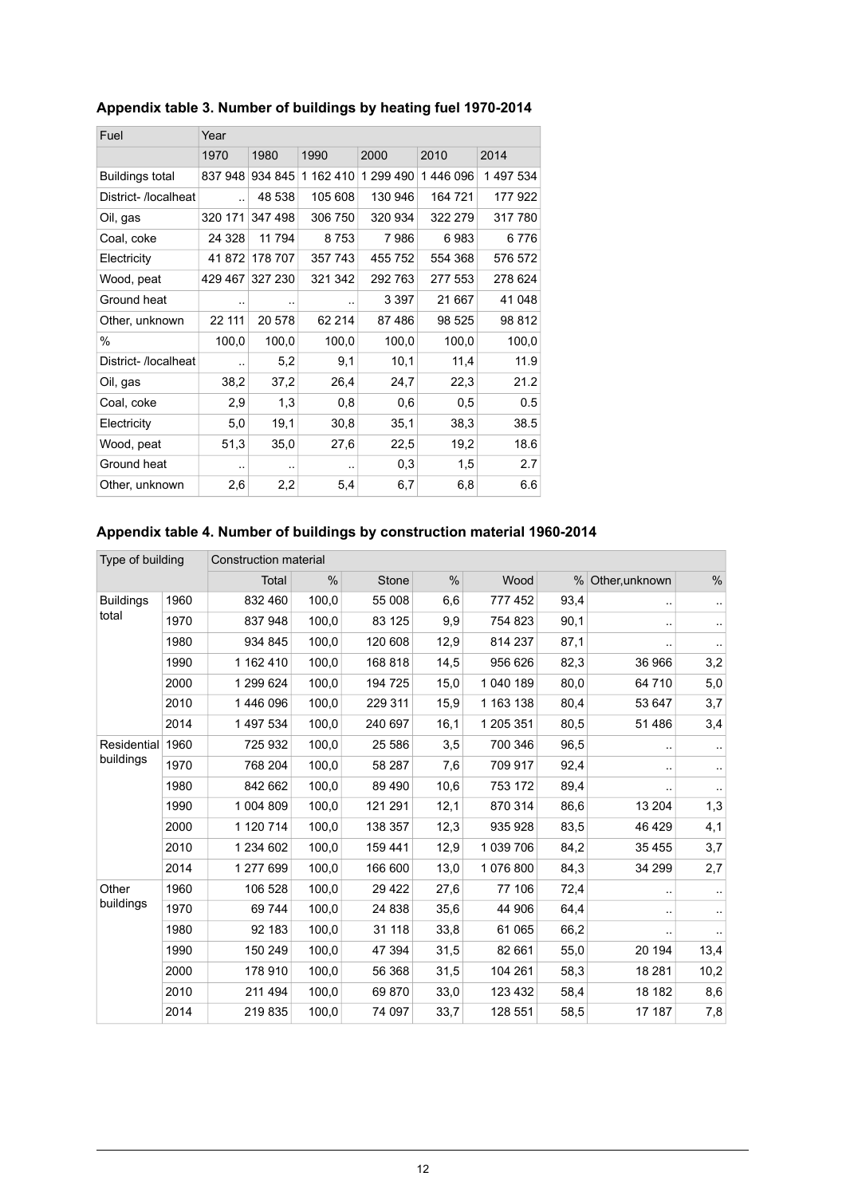**Appendix table 3. Number of buildings by heating fuel 1970-2014**

| Fuel | Year | | | | | |
|---|---|---|---|---|---|---|
| | 1970 | 1980 | 1990 | 2000 | 2010 | 2014 |
| Buildings total | 837 948 | 934 845 | 1 162 410 | 1 299 490 | 1 446 096 | 1 497 534 |
| District- /localheat | .. | 48 538 | 105 608 | 130 946 | 164 721 | 177 922 |
| Oil, gas | 320 171 | 347 498 | 306 750 | 320 934 | 322 279 | 317 780 |
| Coal, coke | 24 328 | 11 794 | 8 753 | 7 986 | 6 983 | 6 776 |
| Electricity | 41 872 | 178 707 | 357 743 | 455 752 | 554 368 | 576 572 |
| Wood, peat | 429 467 | 327 230 | 321 342 | 292 763 | 277 553 | 278 624 |
| Ground heat | .. | .. | .. | 3 397 | 21 667 | 41 048 |
| Other, unknown | 22 111 | 20 578 | 62 214 | 87 486 | 98 525 | 98 812 |
| % | 100,0 | 100,0 | 100,0 | 100,0 | 100,0 | 100,0 |
| District- /localheat | .. | 5,2 | 9,1 | 10,1 | 11,4 | 11.9 |
| Oil, gas | 38,2 | 37,2 | 26,4 | 24,7 | 22,3 | 21.2 |
| Coal, coke | 2,9 | 1,3 | 0,8 | 0,6 | 0,5 | 0.5 |
| Electricity | 5,0 | 19,1 | 30,8 | 35,1 | 38,3 | 38.5 |
| Wood, peat | 51,3 | 35,0 | 27,6 | 22,5 | 19,2 | 18.6 |
| Ground heat | .. | .. | .. | 0,3 | 1,5 | 2.7 |
| Other, unknown | 2,6 | 2,2 | 5,4 | 6,7 | 6,8 | 6.6 |

**Appendix table 4. Number of buildings by construction material 1960-2014**

| Type of building | | Construction material | | | | | | | |
|---|---|---|---|---|---|---|---|---|---|
| | | Total | % | Stone | % | Wood | % | Other,unknown | % |
| Buildings total | 1960 | 832 460 | 100,0 | 55 008 | 6,6 | 777 452 | 93,4 | .. | .. |
| | 1970 | 837 948 | 100,0 | 83 125 | 9,9 | 754 823 | 90,1 | .. | .. |
| | 1980 | 934 845 | 100,0 | 120 608 | 12,9 | 814 237 | 87,1 | .. | .. |
| | 1990 | 1 162 410 | 100,0 | 168 818 | 14,5 | 956 626 | 82,3 | 36 966 | 3,2 |
| | 2000 | 1 299 624 | 100,0 | 194 725 | 15,0 | 1 040 189 | 80,0 | 64 710 | 5,0 |
| | 2010 | 1 446 096 | 100,0 | 229 311 | 15,9 | 1 163 138 | 80,4 | 53 647 | 3,7 |
| | 2014 | 1 497 534 | 100,0 | 240 697 | 16,1 | 1 205 351 | 80,5 | 51 486 | 3,4 |
| Residential buildings | 1960 | 725 932 | 100,0 | 25 586 | 3,5 | 700 346 | 96,5 | .. | .. |
| | 1970 | 768 204 | 100,0 | 58 287 | 7,6 | 709 917 | 92,4 | .. | .. |
| | 1980 | 842 662 | 100,0 | 89 490 | 10,6 | 753 172 | 89,4 | .. | .. |
| | 1990 | 1 004 809 | 100,0 | 121 291 | 12,1 | 870 314 | 86,6 | 13 204 | 1,3 |
| | 2000 | 1 120 714 | 100,0 | 138 357 | 12,3 | 935 928 | 83,5 | 46 429 | 4,1 |
| | 2010 | 1 234 602 | 100,0 | 159 441 | 12,9 | 1 039 706 | 84,2 | 35 455 | 3,7 |
| | 2014 | 1 277 699 | 100,0 | 166 600 | 13,0 | 1 076 800 | 84,3 | 34 299 | 2,7 |
| Other buildings | 1960 | 106 528 | 100,0 | 29 422 | 27,6 | 77 106 | 72,4 | .. | .. |
| | 1970 | 69 744 | 100,0 | 24 838 | 35,6 | 44 906 | 64,4 | .. | .. |
| | 1980 | 92 183 | 100,0 | 31 118 | 33,8 | 61 065 | 66,2 | .. | .. |
| | 1990 | 150 249 | 100,0 | 47 394 | 31,5 | 82 661 | 55,0 | 20 194 | 13,4 |
| | 2000 | 178 910 | 100,0 | 56 368 | 31,5 | 104 261 | 58,3 | 18 281 | 10,2 |
| | 2010 | 211 494 | 100,0 | 69 870 | 33,0 | 123 432 | 58,4 | 18 182 | 8,6 |
| | 2014 | 219 835 | 100,0 | 74 097 | 33,7 | 128 551 | 58,5 | 17 187 | 7,8 |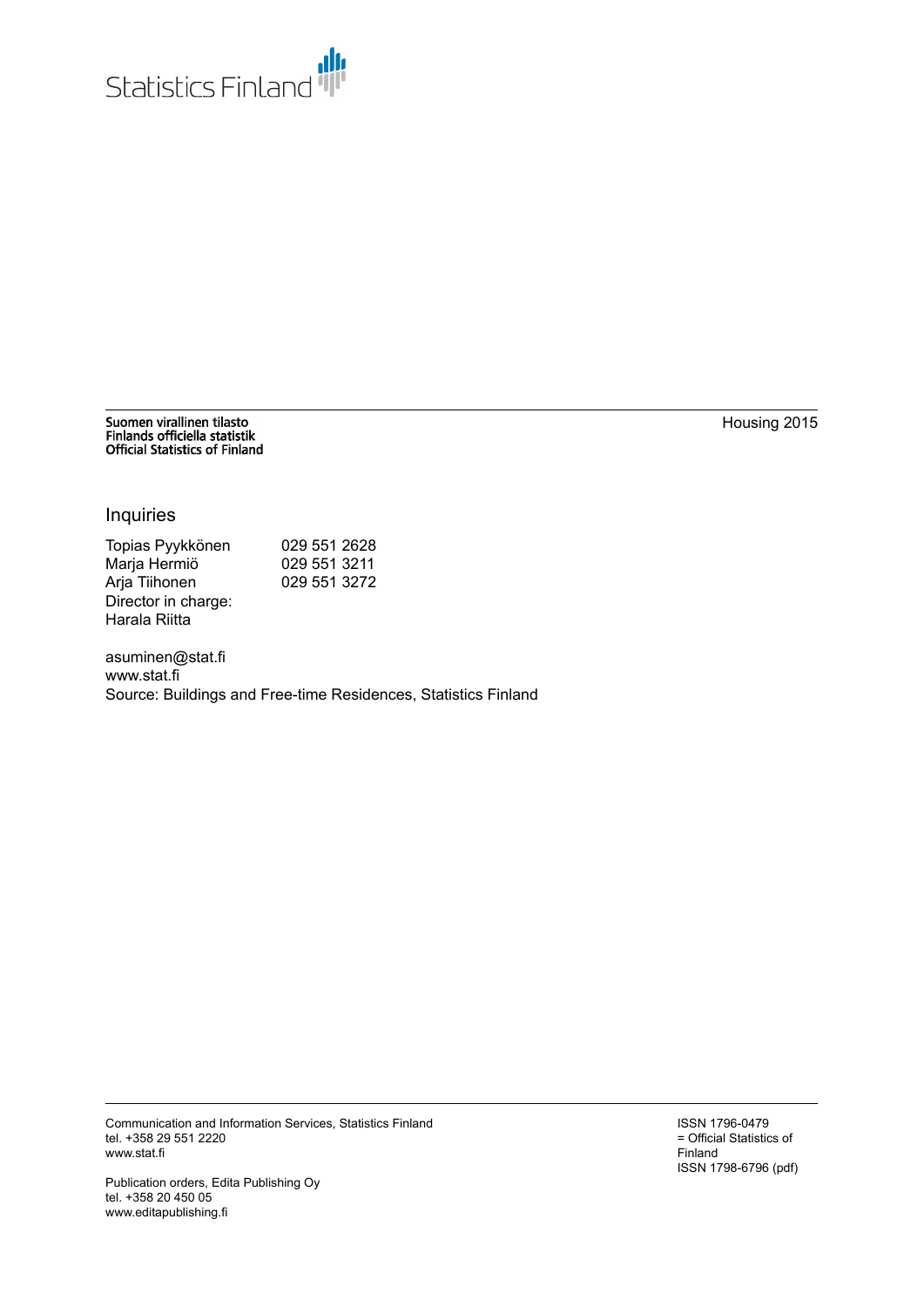Statistics Finland

Suomen virallinen tilasto
Finlands officiella statistik
Official Statistics of Finland

Housing 2015

## Inquiries

| | |
|---|---|
| Topias Pyykkönen | 029 551 2628 |
| Marja Hermiö | 029 551 3211 |
| Arja Tiihonen | 029 551 3272 |
| Director in charge: | |
| Harala Riitta | |

asuminen@stat.fi
www.stat.fi
Source: Buildings and Free-time Residences, Statistics Finland

Communication and Information Services, Statistics Finland
tel. +358 29 551 2220
www.stat.fi

Publication orders, Edita Publishing Oy
tel. +358 20 450 05
www.editapublishing.fi

ISSN 1796-0479
= Official Statistics of Finland
ISSN 1798-6796 (pdf)